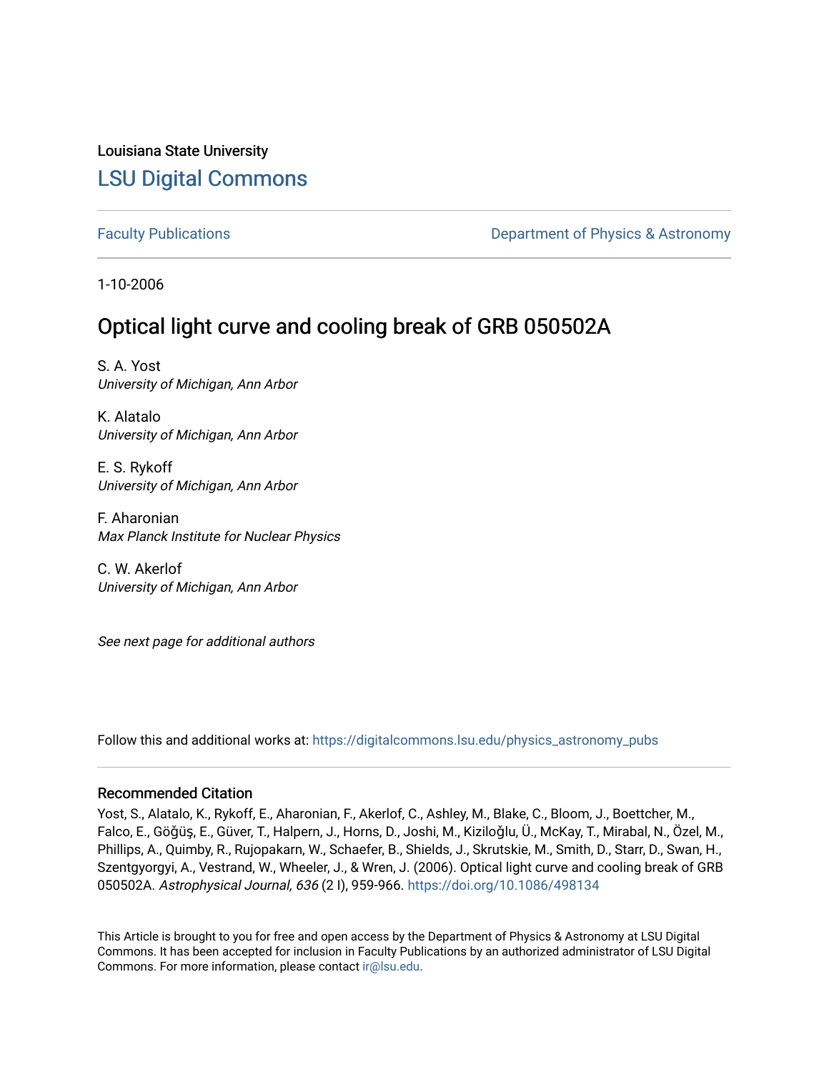Louisiana State University

# LSU Digital Commons

Faculty Publications

Department of Physics & Astronomy

1-10-2006

## Optical light curve and cooling break of GRB 050502A

S. A. Yost
*University of Michigan, Ann Arbor*

K. Alatalo
*University of Michigan, Ann Arbor*

E. S. Rykoff
*University of Michigan, Ann Arbor*

F. Aharonian
*Max Planck Institute for Nuclear Physics*

C. W. Akerlof
*University of Michigan, Ann Arbor*

*See next page for additional authors*

Follow this and additional works at: https://digitalcommons.lsu.edu/physics_astronomy_pubs

### Recommended Citation

Yost, S., Alatalo, K., Rykoff, E., Aharonian, F., Akerlof, C., Ashley, M., Blake, C., Bloom, J., Boettcher, M., Falco, E., Göğüş, E., Güver, T., Halpern, J., Horns, D., Joshi, M., Kiziloğlu, Ü., McKay, T., Mirabal, N., Özel, M., Phillips, A., Quimby, R., Rujopakarn, W., Schaefer, B., Shields, J., Skrutskie, M., Smith, D., Starr, D., Swan, H., Szentgyorgyi, A., Vestrand, W., Wheeler, J., & Wren, J. (2006). Optical light curve and cooling break of GRB 050502A. *Astrophysical Journal, 636* (2 I), 959-966. https://doi.org/10.1086/498134

This Article is brought to you for free and open access by the Department of Physics & Astronomy at LSU Digital Commons. It has been accepted for inclusion in Faculty Publications by an authorized administrator of LSU Digital Commons. For more information, please contact ir@lsu.edu.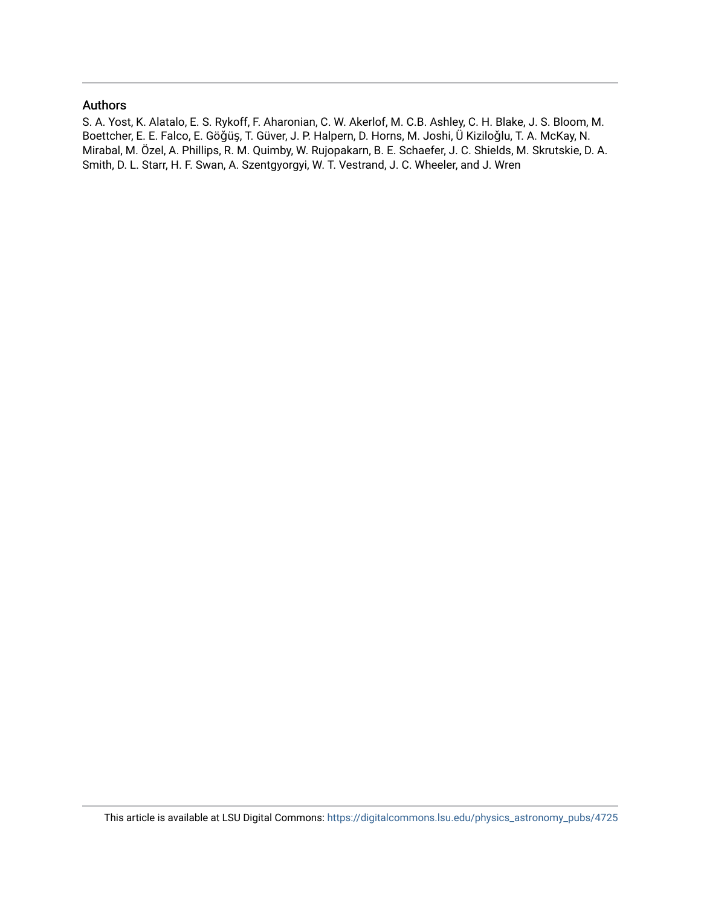## Authors

S. A. Yost, K. Alatalo, E. S. Rykoff, F. Aharonian, C. W. Akerlof, M. C.B. Ashley, C. H. Blake, J. S. Bloom, M. Boettcher, E. E. Falco, E. Göğüş, T. Güver, J. P. Halpern, D. Horns, M. Joshi, Ü Kiziloğlu, T. A. McKay, N. Mirabal, M. Özel, A. Phillips, R. M. Quimby, W. Rujopakarn, B. E. Schaefer, J. C. Shields, M. Skrutskie, D. A. Smith, D. L. Starr, H. F. Swan, A. Szentgyorgyi, W. T. Vestrand, J. C. Wheeler, and J. Wren

This article is available at LSU Digital Commons: https://digitalcommons.lsu.edu/physics_astronomy_pubs/4725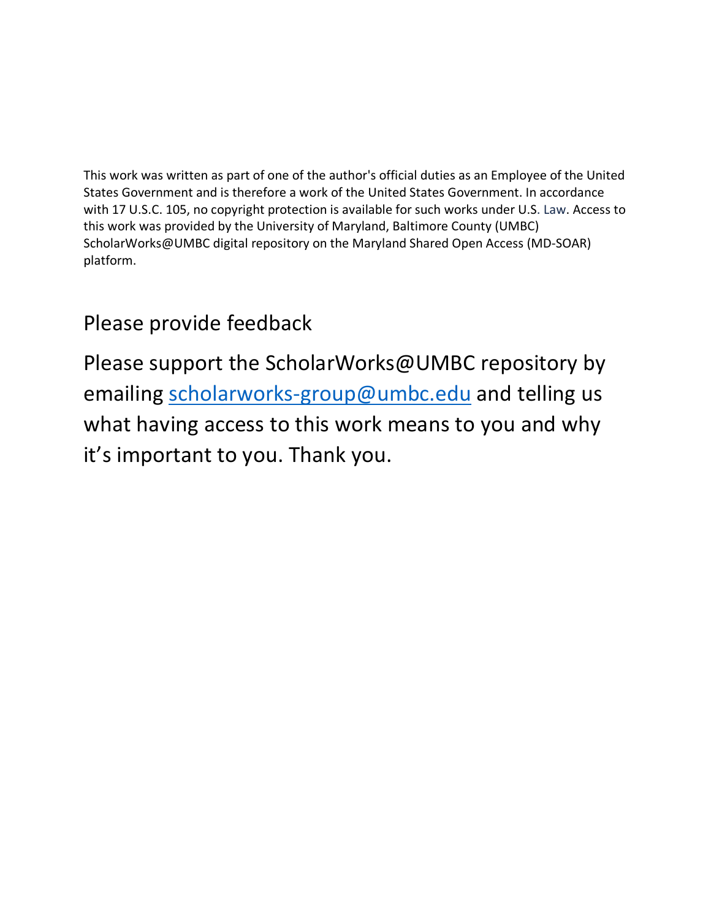This work was written as part of one of the author's official duties as an Employee of the United States Government and is therefore a work of the United States Government. In accordance with 17 U.S.C. 105, no copyright protection is available for such works under U.S. Law. Access to this work was provided by the University of Maryland, Baltimore County (UMBC) ScholarWorks@UMBC digital repository on the Maryland Shared Open Access (MD-SOAR) platform.

## Please provide feedback

Please support the ScholarWorks@UMBC repository by emailing scholarworks-group@umbc.edu and telling us what having access to this work means to you and why it's important to you. Thank you.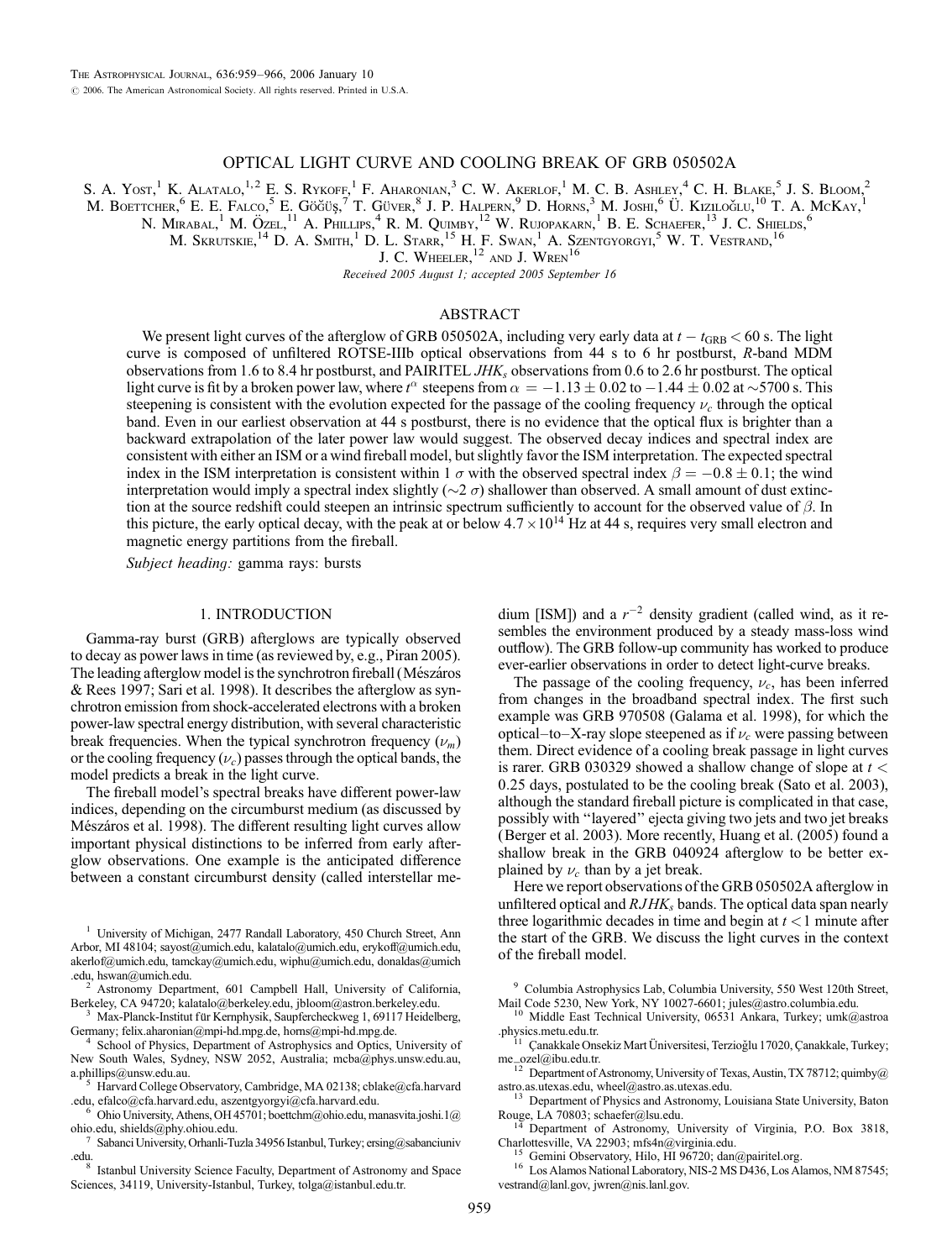# OPTICAL LIGHT CURVE AND COOLING BREAK OF GRB 050502A

S. A. Yost,[1] K. Alatalo,[1,2] E. S. Rykoff,[1] F. Aharonian,[3] C. W. Akerlof,[1] M. C. B. Ashley,[4] C. H. Blake,[5] J. S. Bloom,[2] M. Boettcher,[6] E. E. Falco,[5] E. Göğüş,[7] T. Güver,[8] J. P. Halpern,[9] D. Horns,[3] M. Joshi,[6] Ü. Kiziloğlu,[10] T. A. McKay,[1] N. Mirabal,[1] M. Özel,[11] A. Phillips,[4] R. M. Quimby,[12] W. Rujopakarn,[1] B. E. Schaefer,[13] J. C. Shields,[6] M. Skrutskie,[14] D. A. Smith,[1] D. L. Starr,[15] H. F. Swan,[1] A. Szentgyorgyi,[5] W. T. Vestrand,[16] J. C. Wheeler,[12] and J. Wren[16]

*Received 2005 August 1; accepted 2005 September 16*

## ABSTRACT

We present light curves of the afterglow of GRB 050502A, including very early data at $t - t_{\rm GRB} < 60$ s. The light curve is composed of unfiltered ROTSE-IIIb optical observations from 44 s to 6 hr postburst, $R$-band MDM observations from 1.6 to 8.4 hr postburst, and PAIRITEL $JHK_s$ observations from 0.6 to 2.6 hr postburst. The optical light curve is fit by a broken power law, where $t^{\alpha}$ steepens from $\alpha = -1.13 \pm 0.02$ to $-1.44 \pm 0.02$ at $\sim$5700 s. This steepening is consistent with the evolution expected for the passage of the cooling frequency $\nu_c$ through the optical band. Even in our earliest observation at 44 s postburst, there is no evidence that the optical flux is brighter than a backward extrapolation of the later power law would suggest. The observed decay indices and spectral index are consistent with either an ISM or a wind fireball model, but slightly favor the ISM interpretation. The expected spectral index in the ISM interpretation is consistent within 1 $\sigma$ with the observed spectral index $\beta = -0.8 \pm 0.1$; the wind interpretation would imply a spectral index slightly ($\sim$2 $\sigma$) shallower than observed. A small amount of dust extinction at the source redshift could steepen an intrinsic spectrum sufficiently to account for the observed value of $\beta$. In this picture, the early optical decay, with the peak at or below $4.7 \times 10^{14}$ Hz at 44 s, requires very small electron and magnetic energy partitions from the fireball.

*Subject heading:* gamma rays: bursts

## 1. INTRODUCTION

Gamma-ray burst (GRB) afterglows are typically observed to decay as power laws in time (as reviewed by, e.g., Piran 2005). The leading afterglow model is the synchrotron fireball (Mészáros & Rees 1997; Sari et al. 1998). It describes the afterglow as synchrotron emission from shock-accelerated electrons with a broken power-law spectral energy distribution, with several characteristic break frequencies. When the typical synchrotron frequency ($\nu_m$) or the cooling frequency ($\nu_c$) passes through the optical bands, the model predicts a break in the light curve.

The fireball model's spectral breaks have different power-law indices, depending on the circumburst medium (as discussed by Mészáros et al. 1998). The different resulting light curves allow important physical distinctions to be inferred from early afterglow observations. One example is the anticipated difference between a constant circumburst density (called interstellar medium [ISM]) and a $r^{-2}$ density gradient (called wind, as it resembles the environment produced by a steady mass-loss wind outflow). The GRB follow-up community has worked to produce ever-earlier observations in order to detect light-curve breaks.

The passage of the cooling frequency, $\nu_c$, has been inferred from changes in the broadband spectral index. The first such example was GRB 970508 (Galama et al. 1998), for which the optical–to–X-ray slope steepened as if $\nu_c$ were passing between them. Direct evidence of a cooling break passage in light curves is rarer. GRB 030329 showed a shallow change of slope at $t < 0.25$ days, postulated to be the cooling break (Sato et al. 2003), although the standard fireball picture is complicated in that case, possibly with "layered" ejecta giving two jets and two jet breaks (Berger et al. 2003). More recently, Huang et al. (2005) found a shallow break in the GRB 040924 afterglow to be better explained by $\nu_c$ than by a jet break.

Here we report observations of the GRB 050502A afterglow in unfiltered optical and $RJHK_s$ bands. The optical data span nearly three logarithmic decades in time and begin at $t < 1$ minute after the start of the GRB. We discuss the light curves in the context of the fireball model.

[1] University of Michigan, 2477 Randall Laboratory, 450 Church Street, Ann Arbor, MI 48104; sayost@umich.edu, kalatalo@umich.edu, erykoff@umich.edu, akerlof@umich.edu, tamckay@umich.edu, wiphu@umich.edu, donaldas@umich.edu, hswan@umich.edu.

[2] Astronomy Department, 601 Campbell Hall, University of California, Berkeley, CA 94720; kalatalo@berkeley.edu, jbloom@astron.berkeley.edu.

[3] Max-Planck-Institut für Kernphysik, Saupfercheckweg 1, 69117 Heidelberg, Germany; felix.aharonian@mpi-hd.mpg.de, horns@mpi-hd.mpg.de.

[4] School of Physics, Department of Astrophysics and Optics, University of New South Wales, Sydney, NSW 2052, Australia; mcba@phys.unsw.edu.au, a.phillips@unsw.edu.au.

[5] Harvard College Observatory, Cambridge, MA 02138; cblake@cfa.harvard.edu, efalco@cfa.harvard.edu, aszentgyorgyi@cfa.harvard.edu.

[6] Ohio University, Athens, OH 45701; boettchm@ohio.edu, manasvita.joshi.1@ohio.edu, shields@phy.ohiou.edu.

[7] Sabanci University, Orhanli-Tuzla 34956 Istanbul, Turkey; ersing@sabanciuniv.edu.

[8] Istanbul University Science Faculty, Department of Astronomy and Space Sciences, 34119, University-Istanbul, Turkey, tolga@istanbul.edu.tr.

[9] Columbia Astrophysics Lab, Columbia University, 550 West 120th Street, Mail Code 5230, New York, NY 10027-6601; jules@astro.columbia.edu.

[10] Middle East Technical University, 06531 Ankara, Turkey; umk@astroa.physics.metu.edu.tr.

[11] Çanakkale Onsekiz Mart Üniversitesi, Terzioğlu 17020, Çanakkale, Turkey; me_ozel@ibu.edu.tr.

[12] Department of Astronomy, University of Texas, Austin, TX 78712; quimby@astro.as.utexas.edu, wheel@astro.as.utexas.edu.

[13] Department of Physics and Astronomy, Louisiana State University, Baton Rouge, LA 70803; schaefer@lsu.edu.

[14] Department of Astronomy, University of Virginia, P.O. Box 3818, Charlottesville, VA 22903; mfs4n@virginia.edu.

[15] Gemini Observatory, Hilo, HI 96720; dan@pairitel.org.

[16] Los Alamos National Laboratory, NIS-2 MS D436, Los Alamos, NM 87545; vestrand@lanl.gov, jwren@nis.lanl.gov.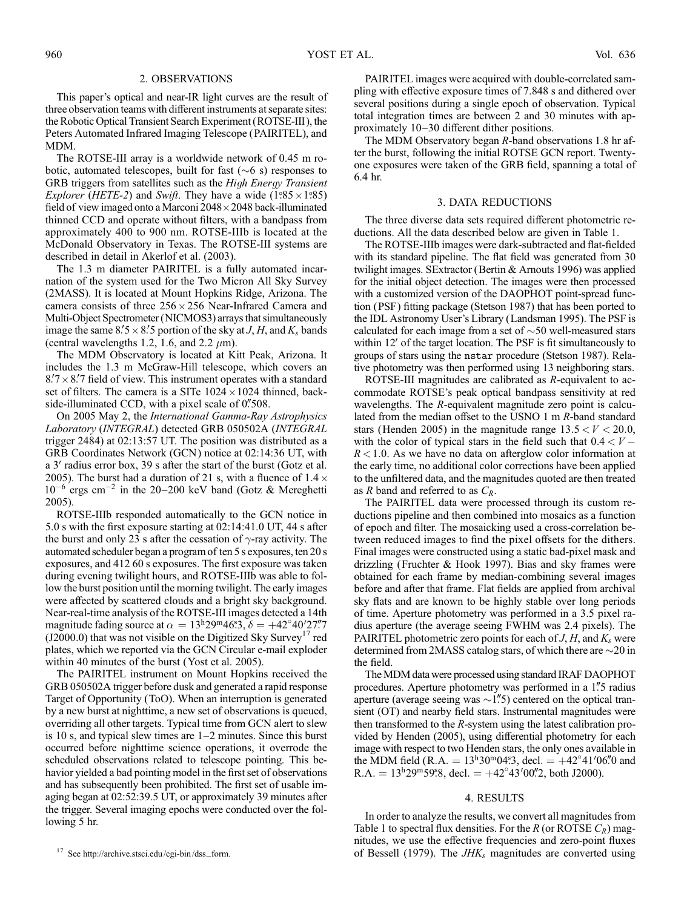## 2. OBSERVATIONS

This paper's optical and near-IR light curves are the result of three observation teams with different instruments at separate sites: the Robotic Optical Transient Search Experiment (ROTSE-III), the Peters Automated Infrared Imaging Telescope (PAIRITEL), and MDM.

The ROTSE-III array is a worldwide network of 0.45 m robotic, automated telescopes, built for fast (~6 s) responses to GRB triggers from satellites such as the *High Energy Transient Explorer* (*HETE-2*) and *Swift*. They have a wide ($1\overset{\circ}{.}85 \times 1\overset{\circ}{.}85$) field of view imaged onto a Marconi $2048 \times 2048$ back-illuminated thinned CCD and operate without filters, with a bandpass from approximately 400 to 900 nm. ROTSE-IIIb is located at the McDonald Observatory in Texas. The ROTSE-III systems are described in detail in Akerlof et al. (2003).

The 1.3 m diameter PAIRITEL is a fully automated incarnation of the system used for the Two Micron All Sky Survey (2MASS). It is located at Mount Hopkins Ridge, Arizona. The camera consists of three $256 \times 256$ Near-Infrared Camera and Multi-Object Spectrometer (NICMOS3) arrays that simultaneously image the same $8\overset{\prime}{.}5 \times 8\overset{\prime}{.}5$ portion of the sky at $J$, $H$, and $K_s$ bands (central wavelengths 1.2, 1.6, and 2.2 $\mu$m).

The MDM Observatory is located at Kitt Peak, Arizona. It includes the 1.3 m McGraw-Hill telescope, which covers an $8\overset{\prime}{.}7 \times 8\overset{\prime}{.}7$ field of view. This instrument operates with a standard set of filters. The camera is a SITe $1024 \times 1024$ thinned, backside-illuminated CCD, with a pixel scale of $0\overset{\prime\prime}{.}508$.

On 2005 May 2, the *International Gamma-Ray Astrophysics Laboratory* (*INTEGRAL*) detected GRB 050502A (*INTEGRAL* trigger 2484) at 02:13:57 UT. The position was distributed as a GRB Coordinates Network (GCN) notice at 02:14:36 UT, with a 3′ radius error box, 39 s after the start of the burst (Gotz et al. 2005). The burst had a duration of 21 s, with a fluence of $1.4 \times 10^{-6}$ ergs cm$^{-2}$ in the 20–200 keV band (Gotz & Mereghetti 2005).

ROTSE-IIIb responded automatically to the GCN notice in 5.0 s with the first exposure starting at 02:14:41.0 UT, 44 s after the burst and only 23 s after the cessation of $\gamma$-ray activity. The automated scheduler began a program of ten 5 s exposures, ten 20 s exposures, and 412 60 s exposures. The first exposure was taken during evening twilight hours, and ROTSE-IIIb was able to follow the burst position until the morning twilight. The early images were affected by scattered clouds and a bright sky background. Near-real-time analysis of the ROTSE-III images detected a 14th magnitude fading source at $\alpha = 13^{\rm h}29^{\rm m}46\overset{\rm s}{.}3$, $\delta = +42°40'27\overset{\prime\prime}{.}7$ (J2000.0) that was not visible on the Digitized Sky Survey[17] red plates, which we reported via the GCN Circular e-mail exploder within 40 minutes of the burst (Yost et al. 2005).

The PAIRITEL instrument on Mount Hopkins received the GRB 050502A trigger before dusk and generated a rapid response Target of Opportunity (ToO). When an interruption is generated by a new burst at nighttime, a new set of observations is queued, overriding all other targets. Typical time from GCN alert to slew is 10 s, and typical slew times are 1–2 minutes. Since this burst occurred before nighttime science operations, it overrode the scheduled observations related to telescope pointing. This behavior yielded a bad pointing model in the first set of observations and has subsequently been prohibited. The first set of usable imaging began at 02:52:39.5 UT, or approximately 39 minutes after the trigger. Several imaging epochs were conducted over the following 5 hr.

PAIRITEL images were acquired with double-correlated sampling with effective exposure times of 7.848 s and dithered over several positions during a single epoch of observation. Typical total integration times are between 2 and 30 minutes with approximately 10–30 different dither positions.

The MDM Observatory began $R$-band observations 1.8 hr after the burst, following the initial ROTSE GCN report. Twenty-one exposures were taken of the GRB field, spanning a total of 6.4 hr.

[17] See http://archive.stsci.edu/cgi-bin/dss_form.

## 3. DATA REDUCTIONS

The three diverse data sets required different photometric reductions. All the data described below are given in Table 1.

The ROTSE-IIIb images were dark-subtracted and flat-fielded with its standard pipeline. The flat field was generated from 30 twilight images. SExtractor (Bertin & Arnouts 1996) was applied for the initial object detection. The images were then processed with a customized version of the DAOPHOT point-spread function (PSF) fitting package (Stetson 1987) that has been ported to the IDL Astronomy User's Library (Landsman 1995). The PSF is calculated for each image from a set of ~50 well-measured stars within 12′ of the target location. The PSF is fit simultaneously to groups of stars using the `nstar` procedure (Stetson 1987). Relative photometry was then performed using 13 neighboring stars.

ROTSE-III magnitudes are calibrated as $R$-equivalent to accommodate ROTSE's peak optical bandpass sensitivity at red wavelengths. The $R$-equivalent magnitude zero point is calculated from the median offset to the USNO 1 m $R$-band standard stars (Henden 2005) in the magnitude range $13.5 < V < 20.0$, with the color of typical stars in the field such that $0.4 < V - R < 1.0$. As we have no data on afterglow color information at the early time, no additional color corrections have been applied to the unfiltered data, and the magnitudes quoted are then treated as $R$ band and referred to as $C_R$.

The PAIRITEL data were processed through its custom reductions pipeline and then combined into mosaics as a function of epoch and filter. The mosaicking used a cross-correlation between reduced images to find the pixel offsets for the dithers. Final images were constructed using a static bad-pixel mask and drizzling (Fruchter & Hook 1997). Bias and sky frames were obtained for each frame by median-combining several images before and after that frame. Flat fields are applied from archival sky flats and are known to be highly stable over long periods of time. Aperture photometry was performed in a 3.5 pixel radius aperture (the average seeing FWHM was 2.4 pixels). The PAIRITEL photometric zero points for each of $J$, $H$, and $K_s$ were determined from 2MASS catalog stars, of which there are ~20 in the field.

The MDM data were processed using standard IRAF DAOPHOT procedures. Aperture photometry was performed in a $1\overset{\prime\prime}{.}5$ radius aperture (average seeing was ~$1\overset{\prime\prime}{.}5$) centered on the optical transient (OT) and nearby field stars. Instrumental magnitudes were then transformed to the $R$-system using the latest calibration provided by Henden (2005), using differential photometry for each image with respect to two Henden stars, the only ones available in the MDM field (R.A. = $13^{\rm h}30^{\rm m}04\overset{\rm s}{.}3$, decl. = $+42°41'06\overset{\prime\prime}{.}0$ and R.A. = $13^{\rm h}29^{\rm m}59\overset{\rm s}{.}8$, decl. = $+42°43'00\overset{\prime\prime}{.}2$, both J2000).

## 4. RESULTS

In order to analyze the results, we convert all magnitudes from Table 1 to spectral flux densities. For the $R$ (or ROTSE $C_R$) magnitudes, we use the effective frequencies and zero-point fluxes of Bessell (1979). The $JHK_s$ magnitudes are converted using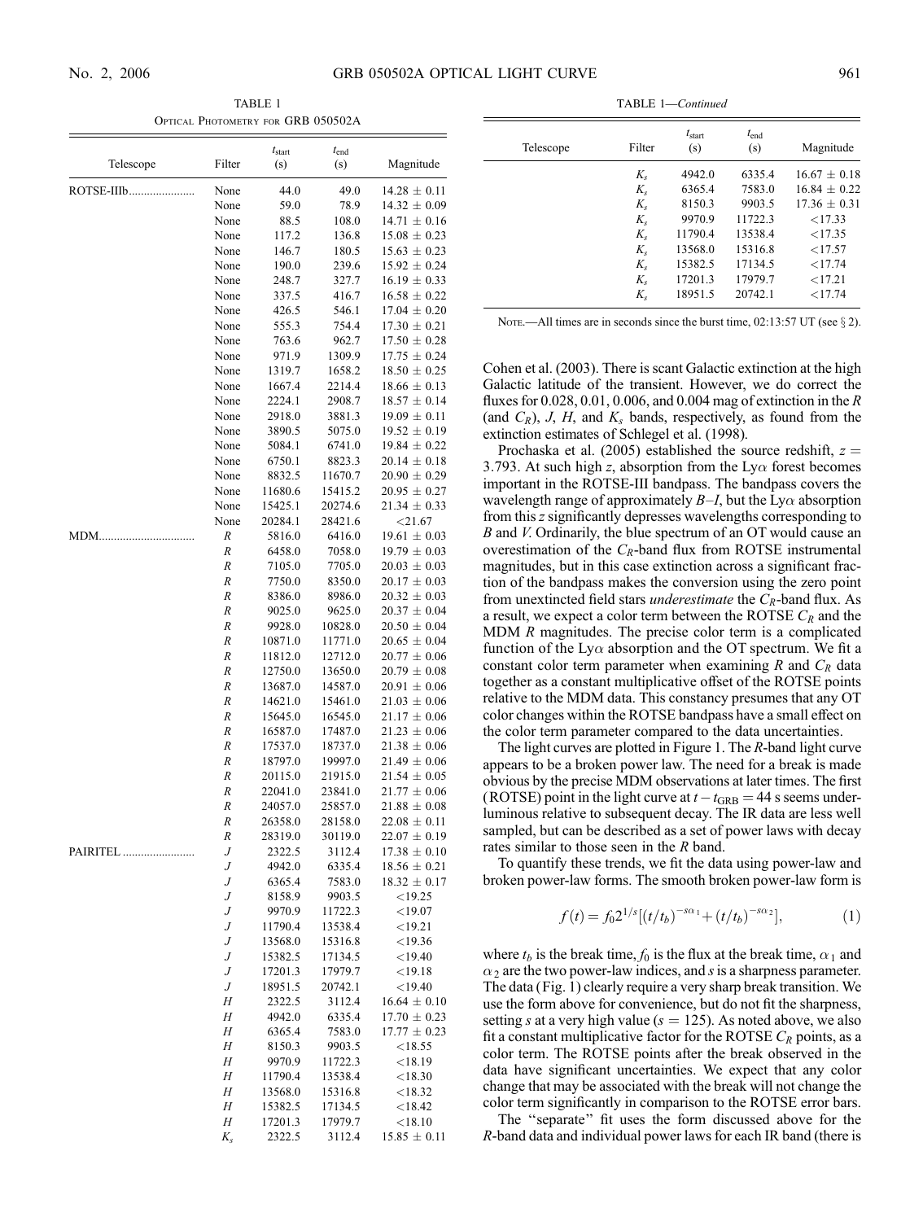TABLE 1

Optical Photometry for GRB 050502A

| Telescope | Filter | $t_{start}$ (s) | $t_{end}$ (s) | Magnitude |
|---|---|---|---|---|
| ROTSE-IIIb | None | 44.0 | 49.0 | $14.28 \pm 0.11$ |
| | None | 59.0 | 78.9 | $14.32 \pm 0.09$ |
| | None | 88.5 | 108.0 | $14.71 \pm 0.16$ |
| | None | 117.2 | 136.8 | $15.08 \pm 0.23$ |
| | None | 146.7 | 180.5 | $15.63 \pm 0.23$ |
| | None | 190.0 | 239.6 | $15.92 \pm 0.24$ |
| | None | 248.7 | 327.7 | $16.19 \pm 0.33$ |
| | None | 337.5 | 416.7 | $16.58 \pm 0.22$ |
| | None | 426.5 | 546.1 | $17.04 \pm 0.20$ |
| | None | 555.3 | 754.4 | $17.30 \pm 0.21$ |
| | None | 763.6 | 962.7 | $17.50 \pm 0.28$ |
| | None | 971.9 | 1309.9 | $17.75 \pm 0.24$ |
| | None | 1319.7 | 1658.2 | $18.50 \pm 0.25$ |
| | None | 1667.4 | 2214.4 | $18.66 \pm 0.13$ |
| | None | 2224.1 | 2908.7 | $18.57 \pm 0.14$ |
| | None | 2918.0 | 3881.3 | $19.09 \pm 0.11$ |
| | None | 3890.5 | 5075.0 | $19.52 \pm 0.19$ |
| | None | 5084.1 | 6741.0 | $19.84 \pm 0.22$ |
| | None | 6750.1 | 8823.3 | $20.14 \pm 0.18$ |
| | None | 8832.5 | 11670.7 | $20.90 \pm 0.29$ |
| | None | 11680.6 | 15415.2 | $20.95 \pm 0.27$ |
| | None | 15425.1 | 20274.6 | $21.34 \pm 0.33$ |
| | None | 20284.1 | 28421.6 | $<21.67$ |
| MDM | $R$ | 5816.0 | 6416.0 | $19.61 \pm 0.03$ |
| | $R$ | 6458.0 | 7058.0 | $19.79 \pm 0.03$ |
| | $R$ | 7105.0 | 7705.0 | $20.03 \pm 0.03$ |
| | $R$ | 7750.0 | 8350.0 | $20.17 \pm 0.03$ |
| | $R$ | 8386.0 | 8986.0 | $20.32 \pm 0.03$ |
| | $R$ | 9025.0 | 9625.0 | $20.37 \pm 0.04$ |
| | $R$ | 9928.0 | 10828.0 | $20.50 \pm 0.04$ |
| | $R$ | 10871.0 | 11771.0 | $20.65 \pm 0.04$ |
| | $R$ | 11812.0 | 12712.0 | $20.77 \pm 0.06$ |
| | $R$ | 12750.0 | 13650.0 | $20.79 \pm 0.08$ |
| | $R$ | 13687.0 | 14587.0 | $20.91 \pm 0.06$ |
| | $R$ | 14621.0 | 15461.0 | $21.03 \pm 0.06$ |
| | $R$ | 15645.0 | 16545.0 | $21.17 \pm 0.06$ |
| | $R$ | 16587.0 | 17487.0 | $21.23 \pm 0.06$ |
| | $R$ | 17537.0 | 18737.0 | $21.38 \pm 0.06$ |
| | $R$ | 18797.0 | 19997.0 | $21.49 \pm 0.06$ |
| | $R$ | 20115.0 | 21915.0 | $21.54 \pm 0.05$ |
| | $R$ | 22041.0 | 23841.0 | $21.77 \pm 0.06$ |
| | $R$ | 24057.0 | 25857.0 | $21.88 \pm 0.08$ |
| | $R$ | 26358.0 | 28158.0 | $22.08 \pm 0.11$ |
| | $R$ | 28319.0 | 30119.0 | $22.07 \pm 0.19$ |
| PAIRITEL | $J$ | 2322.5 | 3112.4 | $17.38 \pm 0.10$ |
| | $J$ | 4942.0 | 6335.4 | $18.56 \pm 0.21$ |
| | $J$ | 6365.4 | 7583.0 | $18.32 \pm 0.17$ |
| | $J$ | 8158.9 | 9903.5 | $<19.25$ |
| | $J$ | 9970.9 | 11722.3 | $<19.07$ |
| | $J$ | 11790.4 | 13538.4 | $<19.21$ |
| | $J$ | 13568.0 | 15316.8 | $<19.36$ |
| | $J$ | 15382.5 | 17134.5 | $<19.40$ |
| | $J$ | 17201.3 | 17979.7 | $<19.18$ |
| | $J$ | 18951.5 | 20742.1 | $<19.40$ |
| | $H$ | 2322.5 | 3112.4 | $16.64 \pm 0.10$ |
| | $H$ | 4942.0 | 6335.4 | $17.70 \pm 0.23$ |
| | $H$ | 6365.4 | 7583.0 | $17.77 \pm 0.23$ |
| | $H$ | 8150.3 | 9903.5 | $<18.55$ |
| | $H$ | 9970.9 | 11722.3 | $<18.19$ |
| | $H$ | 11790.4 | 13538.4 | $<18.30$ |
| | $H$ | 13568.0 | 15316.8 | $<18.32$ |
| | $H$ | 15382.5 | 17134.5 | $<18.42$ |
| | $H$ | 17201.3 | 17979.7 | $<18.10$ |
| | $K_s$ | 2322.5 | 3112.4 | $15.85 \pm 0.11$ |
| | $K_s$ | 4942.0 | 6335.4 | $16.67 \pm 0.18$ |
| | $K_s$ | 6365.4 | 7583.0 | $16.84 \pm 0.22$ |
| | $K_s$ | 8150.3 | 9903.5 | $17.36 \pm 0.31$ |
| | $K_s$ | 9970.9 | 11722.3 | $<17.33$ |
| | $K_s$ | 11790.4 | 13538.4 | $<17.35$ |
| | $K_s$ | 13568.0 | 15316.8 | $<17.57$ |
| | $K_s$ | 15382.5 | 17134.5 | $<17.74$ |
| | $K_s$ | 17201.3 | 17979.7 | $<17.21$ |
| | $K_s$ | 18951.5 | 20742.1 | $<17.74$ |

Note.—All times are in seconds since the burst time, 02:13:57 UT (see § 2).

Cohen et al. (2003). There is scant Galactic extinction at the high Galactic latitude of the transient. However, we do correct the fluxes for 0.028, 0.01, 0.006, and 0.004 mag of extinction in the $R$ (and $C_R$), $J$, $H$, and $K_s$ bands, respectively, as found from the extinction estimates of Schlegel et al. (1998).

Prochaska et al. (2005) established the source redshift, $z = 3.793$. At such high $z$, absorption from the Ly$\alpha$ forest becomes important in the ROTSE-III bandpass. The bandpass covers the wavelength range of approximately $B$–$I$, but the Ly$\alpha$ absorption from this $z$ significantly depresses wavelengths corresponding to $B$ and $V$. Ordinarily, the blue spectrum of an OT would cause an overestimation of the $C_R$-band flux from ROTSE instrumental magnitudes, but in this case extinction across a significant fraction of the bandpass makes the conversion using the zero point from unextincted field stars *underestimate* the $C_R$-band flux. As a result, we expect a color term between the ROTSE $C_R$ and the MDM $R$ magnitudes. The precise color term is a complicated function of the Ly$\alpha$ absorption and the OT spectrum. We fit a constant color term parameter when examining $R$ and $C_R$ data together as a constant multiplicative offset of the ROTSE points relative to the MDM data. This constancy presumes that any OT color changes within the ROTSE bandpass have a small effect on the color term parameter compared to the data uncertainties.

The light curves are plotted in Figure 1. The $R$-band light curve appears to be a broken power law. The need for a break is made obvious by the precise MDM observations at later times. The first (ROTSE) point in the light curve at $t - t_{GRB} = 44$ s seems underluminous relative to subsequent decay. The IR data are less well sampled, but can be described as a set of power laws with decay rates similar to those seen in the $R$ band.

To quantify these trends, we fit the data using power-law and broken power-law forms. The smooth broken power-law form is

$$f(t) = f_0 2^{1/s}[(t/t_b)^{-s\alpha_1} + (t/t_b)^{-s\alpha_2}], \tag{1}$$

where $t_b$ is the break time, $f_0$ is the flux at the break time, $\alpha_1$ and $\alpha_2$ are the two power-law indices, and $s$ is a sharpness parameter. The data (Fig. 1) clearly require a very sharp break transition. We use the form above for convenience, but do not fit the sharpness, setting $s$ at a very high value ($s = 125$). As noted above, we also fit a constant multiplicative factor for the ROTSE $C_R$ points, as a color term. The ROTSE points after the break observed in the data have significant uncertainties. We expect that any color change that may be associated with the break will not change the color term significantly in comparison to the ROTSE error bars.

The "separate" fit uses the form discussed above for the $R$-band data and individual power laws for each IR band (there is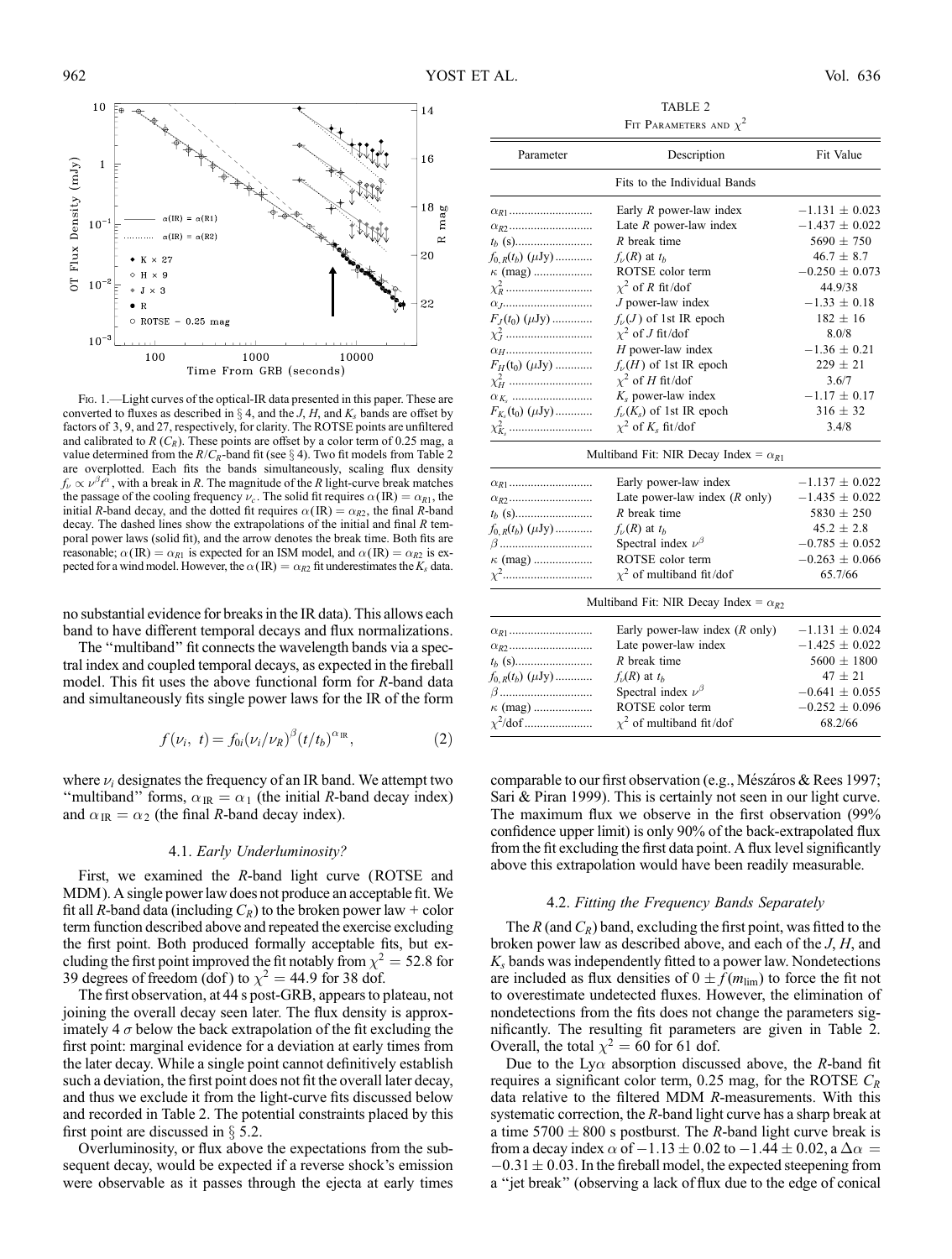Fig. 1.—Light curves of the optical-IR data presented in this paper. These are converted to fluxes as described in § 4, and the $J$, $H$, and $K_s$ bands are offset by factors of 3, 9, and 27, respectively, for clarity. The ROTSE points are unfiltered and calibrated to $R$ ($C_R$). These points are offset by a color term of 0.25 mag, a value determined from the $R/C_R$-band fit (see § 4). Two fit models from Table 2 are overplotted. Each fits the bands simultaneously, scaling flux density $f_\nu \propto \nu^\beta t^\alpha$, with a break in $R$. The magnitude of the $R$ light-curve break matches the passage of the cooling frequency $\nu_c$. The solid fit requires $\alpha(\mathrm{IR}) = \alpha_{R1}$, the initial $R$-band decay, and the dotted fit requires $\alpha(\mathrm{IR}) = \alpha_{R2}$, the final $R$-band decay. The dashed lines show the extrapolations of the initial and final $R$ temporal power laws (solid fit), and the arrow denotes the break time. Both fits are reasonable; $\alpha(\mathrm{IR}) = \alpha_{R1}$ is expected for an ISM model, and $\alpha(\mathrm{IR}) = \alpha_{R2}$ is expected for a wind model. However, the $\alpha(\mathrm{IR}) = \alpha_{R2}$ fit underestimates the $K_s$ data.

no substantial evidence for breaks in the IR data). This allows each band to have different temporal decays and flux normalizations.

The "multiband" fit connects the wavelength bands via a spectral index and coupled temporal decays, as expected in the fireball model. This fit uses the above functional form for $R$-band data and simultaneously fits single power laws for the IR of the form

$$f(\nu_i, t) = f_{0i}(\nu_i/\nu_R)^\beta (t/t_b)^{\alpha_{\mathrm{IR}}}, \tag{2}$$

where $\nu_i$ designates the frequency of an IR band. We attempt two "multiband" forms, $\alpha_{\mathrm{IR}} = \alpha_1$ (the initial $R$-band decay index) and $\alpha_{\mathrm{IR}} = \alpha_2$ (the final $R$-band decay index).

### 4.1. *Early Underluminosity?*

First, we examined the $R$-band light curve (ROTSE and MDM). A single power law does not produce an acceptable fit. We fit all $R$-band data (including $C_R$) to the broken power law + color term function described above and repeated the exercise excluding the first point. Both produced formally acceptable fits, but excluding the first point improved the fit notably from $\chi^2 = 52.8$ for 39 degrees of freedom (dof) to $\chi^2 = 44.9$ for 38 dof.

The first observation, at 44 s post-GRB, appears to plateau, not joining the overall decay seen later. The flux density is approximately 4 $\sigma$ below the back extrapolation of the fit excluding the first point: marginal evidence for a deviation at early times from the later decay. While a single point cannot definitively establish such a deviation, the first point does not fit the overall later decay, and thus we exclude it from the light-curve fits discussed below and recorded in Table 2. The potential constraints placed by this first point are discussed in § 5.2.

Overluminosity, or flux above the expectations from the subsequent decay, would be expected if a reverse shock's emission were observable as it passes through the ejecta at early times

TABLE 2

Fit Parameters and $\chi^2$

| Parameter | Description | Fit Value |
|---|---|---|
| Fits to the Individual Bands | | |
| $\alpha_{R1}$ | Early $R$ power-law index | $-1.131 \pm 0.023$ |
| $\alpha_{R2}$ | Late $R$ power-law index | $-1.437 \pm 0.022$ |
| $t_b$ (s) | $R$ break time | $5690 \pm 750$ |
| $f_{0,R}(t_b)$ ($\mu$Jy) | $f_\nu(R)$ at $t_b$ | $46.7 \pm 8.7$ |
| $\kappa$ (mag) | ROTSE color term | $-0.250 \pm 0.073$ |
| $\chi^2_R$ | $\chi^2$ of $R$ fit/dof | 44.9/38 |
| $\alpha_J$ | $J$ power-law index | $-1.33 \pm 0.18$ |
| $F_J(t_0)$ ($\mu$Jy) | $f_\nu(J)$ of 1st IR epoch | $182 \pm 16$ |
| $\chi^2_J$ | $\chi^2$ of $J$ fit/dof | 8.0/8 |
| $\alpha_H$ | $H$ power-law index | $-1.36 \pm 0.21$ |
| $F_H(t_0)$ ($\mu$Jy) | $f_\nu(H)$ of 1st IR epoch | $229 \pm 21$ |
| $\chi^2_H$ | $\chi^2$ of $H$ fit/dof | 3.6/7 |
| $\alpha_{K_s}$ | $K_s$ power-law index | $-1.17 \pm 0.17$ |
| $F_{K_s}(t_0)$ ($\mu$Jy) | $f_\nu(K_s)$ of 1st IR epoch | $316 \pm 32$ |
| $\chi^2_{K_s}$ | $\chi^2$ of $K_s$ fit/dof | 3.4/8 |
| Multiband Fit: NIR Decay Index = $\alpha_{R1}$ | | |
| $\alpha_{R1}$ | Early power-law index | $-1.137 \pm 0.022$ |
| $\alpha_{R2}$ | Late power-law index ($R$ only) | $-1.435 \pm 0.022$ |
| $t_b$ (s) | $R$ break time | $5830 \pm 250$ |
| $f_{0,R}(t_b)$ ($\mu$Jy) | $f_\nu(R)$ at $t_b$ | $45.2 \pm 2.8$ |
| $\beta$ | Spectral index $\nu^\beta$ | $-0.785 \pm 0.052$ |
| $\kappa$ (mag) | ROTSE color term | $-0.263 \pm 0.066$ |
| $\chi^2$ | $\chi^2$ of multiband fit/dof | 65.7/66 |
| Multiband Fit: NIR Decay Index = $\alpha_{R2}$ | | |
| $\alpha_{R1}$ | Early power-law index ($R$ only) | $-1.131 \pm 0.024$ |
| $\alpha_{R2}$ | Late power-law index | $-1.425 \pm 0.022$ |
| $t_b$ (s) | $R$ break time | $5600 \pm 1800$ |
| $f_{0,R}(t_b)$ ($\mu$Jy) | $f_\nu(R)$ at $t_b$ | $47 \pm 21$ |
| $\beta$ | Spectral index $\nu^\beta$ | $-0.641 \pm 0.055$ |
| $\kappa$ (mag) | ROTSE color term | $-0.252 \pm 0.096$ |
| $\chi^2$/dof | $\chi^2$ of multiband fit/dof | 68.2/66 |

comparable to our first observation (e.g., Mészáros & Rees 1997; Sari & Piran 1999). This is certainly not seen in our light curve. The maximum flux we observe in the first observation (99% confidence upper limit) is only 90% of the back-extrapolated flux from the fit excluding the first data point. A flux level significantly above this extrapolation would have been readily measurable.

### 4.2. *Fitting the Frequency Bands Separately*

The $R$ (and $C_R$) band, excluding the first point, was fitted to the broken power law as described above, and each of the $J$, $H$, and $K_s$ bands was independently fitted to a power law. Nondetections are included as flux densities of $0 \pm f(m_{\mathrm{lim}})$ to force the fit not to overestimate undetected fluxes. However, the elimination of nondetections from the fits does not change the parameters significantly. The resulting fit parameters are given in Table 2. Overall, the total $\chi^2 = 60$ for 61 dof.

Due to the Ly$\alpha$ absorption discussed above, the $R$-band fit requires a significant color term, 0.25 mag, for the ROTSE $C_R$ data relative to the filtered MDM $R$-measurements. With this systematic correction, the $R$-band light curve has a sharp break at a time $5700 \pm 800$ s postburst. The $R$-band light curve break is from a decay index $\alpha$ of $-1.13 \pm 0.02$ to $-1.44 \pm 0.02$, a $\Delta\alpha = -0.31 \pm 0.03$. In the fireball model, the expected steepening from a "jet break" (observing a lack of flux due to the edge of conical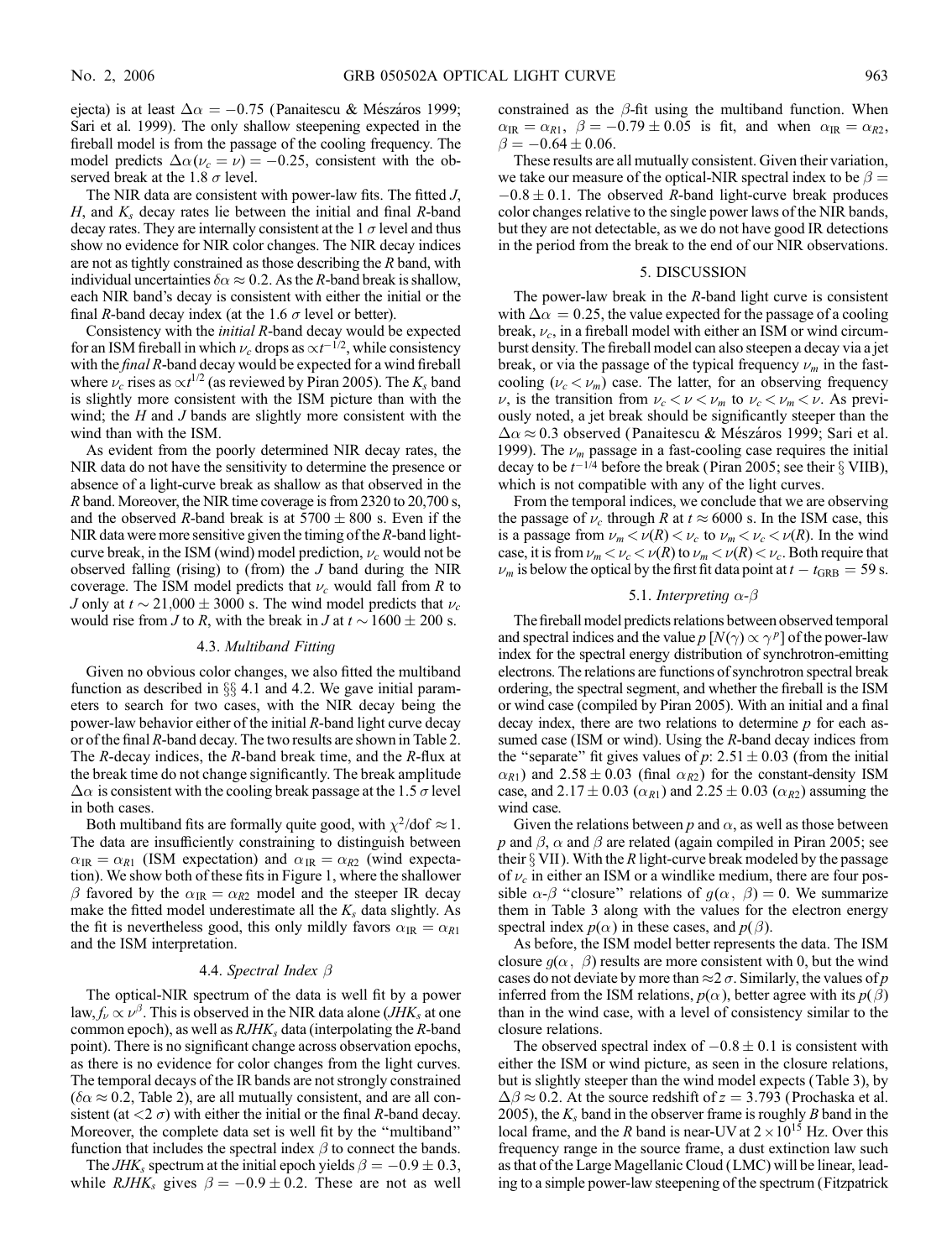ejecta) is at least $\Delta\alpha = -0.75$ (Panaitescu & Mészáros 1999; Sari et al. 1999). The only shallow steepening expected in the fireball model is from the passage of the cooling frequency. The model predicts $\Delta\alpha(\nu_c = \nu) = -0.25$, consistent with the observed break at the 1.8 $\sigma$ level.

The NIR data are consistent with power-law fits. The fitted $J$, $H$, and $K_s$ decay rates lie between the initial and final $R$-band decay rates. They are internally consistent at the 1 $\sigma$ level and thus show no evidence for NIR color changes. The NIR decay indices are not as tightly constrained as those describing the $R$ band, with individual uncertainties $\delta\alpha \approx 0.2$. As the $R$-band break is shallow, each NIR band's decay is consistent with either the initial or the final $R$-band decay index (at the 1.6 $\sigma$ level or better).

Consistency with the *initial* $R$-band decay would be expected for an ISM fireball in which $\nu_c$ drops as $\propto t^{-1/2}$, while consistency with the *final* $R$-band decay would be expected for a wind fireball where $\nu_c$ rises as $\propto t^{1/2}$ (as reviewed by Piran 2005). The $K_s$ band is slightly more consistent with the ISM picture than with the wind; the $H$ and $J$ bands are slightly more consistent with the wind than with the ISM.

As evident from the poorly determined NIR decay rates, the NIR data do not have the sensitivity to determine the presence or absence of a light-curve break as shallow as that observed in the $R$ band. Moreover, the NIR time coverage is from 2320 to 20,700 s, and the observed $R$-band break is at $5700 \pm 800$ s. Even if the NIR data were more sensitive given the timing of the $R$-band light-curve break, in the ISM (wind) model prediction, $\nu_c$ would not be observed falling (rising) to (from) the $J$ band during the NIR coverage. The ISM model predicts that $\nu_c$ would fall from $R$ to $J$ only at $t \sim 21{,}000 \pm 3000$ s. The wind model predicts that $\nu_c$ would rise from $J$ to $R$, with the break in $J$ at $t \sim 1600 \pm 200$ s.

### 4.3. *Multiband Fitting*

Given no obvious color changes, we also fitted the multiband function as described in §§ 4.1 and 4.2. We gave initial parameters to search for two cases, with the NIR decay being the power-law behavior either of the initial $R$-band light curve decay or of the final $R$-band decay. The two results are shown in Table 2. The $R$-decay indices, the $R$-band break time, and the $R$-flux at the break time do not change significantly. The break amplitude $\Delta\alpha$ is consistent with the cooling break passage at the 1.5 $\sigma$ level in both cases.

Both multiband fits are formally quite good, with $\chi^2/\text{dof} \approx 1$. The data are insufficiently constraining to distinguish between $\alpha_{\text{IR}} = \alpha_{R1}$ (ISM expectation) and $\alpha_{\text{IR}} = \alpha_{R2}$ (wind expectation). We show both of these fits in Figure 1, where the shallower $\beta$ favored by the $\alpha_{\text{IR}} = \alpha_{R2}$ model and the steeper IR decay make the fitted model underestimate all the $K_s$ data slightly. As the fit is nevertheless good, this only mildly favors $\alpha_{\text{IR}} = \alpha_{R1}$ and the ISM interpretation.

### 4.4. *Spectral Index* $\beta$

The optical-NIR spectrum of the data is well fit by a power law, $f_\nu \propto \nu^\beta$. This is observed in the NIR data alone ($JHK_s$ at one common epoch), as well as $RJHK_s$ data (interpolating the $R$-band point). There is no significant change across observation epochs, as there is no evidence for color changes from the light curves. The temporal decays of the IR bands are not strongly constrained ($\delta\alpha \approx 0.2$, Table 2), are all mutually consistent, and are all consistent (at $<2$ $\sigma$) with either the initial or the final $R$-band decay. Moreover, the complete data set is well fit by the "multiband" function that includes the spectral index $\beta$ to connect the bands.

The $JHK_s$ spectrum at the initial epoch yields $\beta = -0.9 \pm 0.3$, while $RJHK_s$ gives $\beta = -0.9 \pm 0.2$. These are not as well constrained as the $\beta$-fit using the multiband function. When $\alpha_{\text{IR}} = \alpha_{R1}$, $\beta = -0.79 \pm 0.05$ is fit, and when $\alpha_{\text{IR}} = \alpha_{R2}$, $\beta = -0.64 \pm 0.06$.

These results are all mutually consistent. Given their variation, we take our measure of the optical-NIR spectral index to be $\beta = -0.8 \pm 0.1$. The observed $R$-band light-curve break produces color changes relative to the single power laws of the NIR bands, but they are not detectable, as we do not have good IR detections in the period from the break to the end of our NIR observations.

## 5. DISCUSSION

The power-law break in the $R$-band light curve is consistent with $\Delta\alpha = 0.25$, the value expected for the passage of a cooling break, $\nu_c$, in a fireball model with either an ISM or wind circumburst density. The fireball model can also steepen a decay via a jet break, or via the passage of the typical frequency $\nu_m$ in the fast-cooling ($\nu_c < \nu_m$) case. The latter, for an observing frequency $\nu$, is the transition from $\nu_c < \nu < \nu_m$ to $\nu_c < \nu_m < \nu$. As previously noted, a jet break should be significantly steeper than the $\Delta\alpha \approx 0.3$ observed (Panaitescu & Mészáros 1999; Sari et al. 1999). The $\nu_m$ passage in a fast-cooling case requires the initial decay to be $t^{-1/4}$ before the break (Piran 2005; see their § VIIB), which is not compatible with any of the light curves.

From the temporal indices, we conclude that we are observing the passage of $\nu_c$ through $R$ at $t \approx 6000$ s. In the ISM case, this is a passage from $\nu_m < \nu(R) < \nu_c$ to $\nu_m < \nu_c < \nu(R)$. In the wind case, it is from $\nu_m < \nu_c < \nu(R)$ to $\nu_m < \nu(R) < \nu_c$. Both require that $\nu_m$ is below the optical by the first fit data point at $t - t_{\text{GRB}} = 59$ s.

### 5.1. *Interpreting* $\alpha$-$\beta$

The fireball model predicts relations between observed temporal and spectral indices and the value $p$ $[N(\gamma) \propto \gamma^p]$ of the power-law index for the spectral energy distribution of synchrotron-emitting electrons. The relations are functions of synchrotron spectral break ordering, the spectral segment, and whether the fireball is the ISM or wind case (compiled by Piran 2005). With an initial and a final decay index, there are two relations to determine $p$ for each assumed case (ISM or wind). Using the $R$-band decay indices from the "separate" fit gives values of $p$: $2.51 \pm 0.03$ (from the initial $\alpha_{R1}$) and $2.58 \pm 0.03$ (final $\alpha_{R2}$) for the constant-density ISM case, and $2.17 \pm 0.03$ ($\alpha_{R1}$) and $2.25 \pm 0.03$ ($\alpha_{R2}$) assuming the wind case.

Given the relations between $p$ and $\alpha$, as well as those between $p$ and $\beta$, $\alpha$ and $\beta$ are related (again compiled in Piran 2005; see their § VII). With the $R$ light-curve break modeled by the passage of $\nu_c$ in either an ISM or a windlike medium, there are four possible $\alpha$-$\beta$ "closure" relations of $g(\alpha,\ \beta) = 0$. We summarize them in Table 3 along with the values for the electron energy spectral index $p(\alpha)$ in these cases, and $p(\beta)$.

As before, the ISM model better represents the data. The ISM closure $g(\alpha,\ \beta)$ results are more consistent with 0, but the wind cases do not deviate by more than $\approx 2$ $\sigma$. Similarly, the values of $p$ inferred from the ISM relations, $p(\alpha)$, better agree with its $p(\beta)$ than in the wind case, with a level of consistency similar to the closure relations.

The observed spectral index of $-0.8 \pm 0.1$ is consistent with either the ISM or wind picture, as seen in the closure relations, but is slightly steeper than the wind model expects (Table 3), by $\Delta\beta \approx 0.2$. At the source redshift of $z = 3.793$ (Prochaska et al. 2005), the $K_s$ band in the observer frame is roughly $B$ band in the local frame, and the $R$ band is near-UV at $2 \times 10^{15}$ Hz. Over this frequency range in the source frame, a dust extinction law such as that of the Large Magellanic Cloud (LMC) will be linear, leading to a simple power-law steepening of the spectrum (Fitzpatrick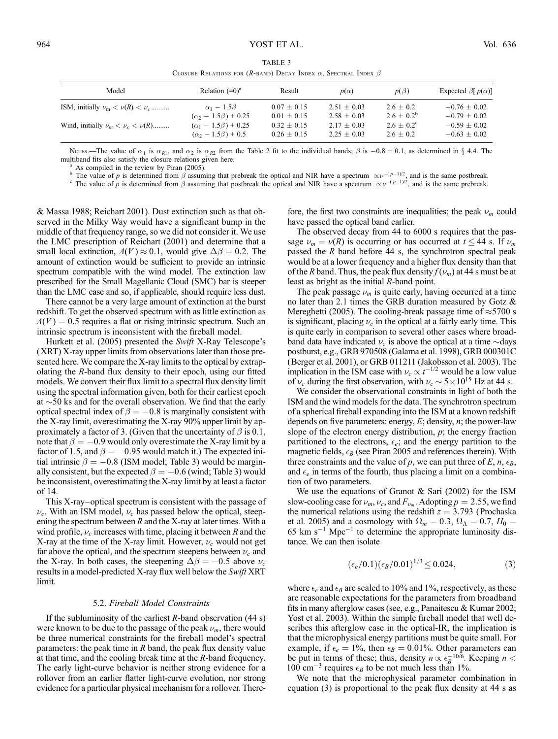TABLE 3

Closure Relations for ($R$-band) Decay Index $\alpha$, Spectral Index $\beta$

| Model | Relation (=0)[a] | Result | $p(\alpha)$ | $p(\beta)$ | Expected $\beta[p(\alpha)]$ |
|---|---|---|---|---|---|
| ISM, initially $\nu_m < \nu(R) < \nu_c$.......... | $\alpha_1 - 1.5\beta$ | $0.07 \pm 0.15$ | $2.51 \pm 0.03$ | $2.6 \pm 0.2$ | $-0.76 \pm 0.02$ |
| | $(\alpha_2 - 1.5\beta) + 0.25$ | $0.01 \pm 0.15$ | $2.58 \pm 0.03$ | $2.6 \pm 0.2$[b] | $-0.79 \pm 0.02$ |
| Wind, initially $\nu_m < \nu_c < \nu(R)$......... | $(\alpha_1 - 1.5\beta) + 0.25$ | $0.32 \pm 0.15$ | $2.17 \pm 0.03$ | $2.6 \pm 0.2$[c] | $-0.59 \pm 0.02$ |
| | $(\alpha_2 - 1.5\beta) + 0.5$ | $0.26 \pm 0.15$ | $2.25 \pm 0.03$ | $2.6 \pm 0.2$ | $-0.63 \pm 0.02$ |

Notes.—The value of $\alpha_1$ is $\alpha_{R1}$, and $\alpha_2$ is $\alpha_{R2}$ from the Table 2 fit to the individual bands; $\beta$ is $-0.8 \pm 0.1$, as determined in § 4.4. The multiband fits also satisfy the closure relations given here.

[a] As compiled in the review by Piran (2005).

[b] The value of $p$ is determined from $\beta$ assuming that prebreak the optical and NIR have a spectrum $\propto \nu^{-(p-1)/2}$, and is the same postbreak.

[c] The value of $p$ is determined from $\beta$ assuming that postbreak the optical and NIR have a spectrum $\propto \nu^{-(p-1)/2}$, and is the same prebreak.

& Massa 1988; Reichart 2001). Dust extinction such as that observed in the Milky Way would have a significant bump in the middle of that frequency range, so we did not consider it. We use the LMC prescription of Reichart (2001) and determine that a small local extinction, $A(V) \approx 0.1$, would give $\Delta\beta = 0.2$. The amount of extinction would be sufficient to provide an intrinsic spectrum compatible with the wind model. The extinction law prescribed for the Small Magellanic Cloud (SMC) bar is steeper than the LMC case and so, if applicable, should require less dust.

There cannot be a very large amount of extinction at the burst redshift. To get the observed spectrum with as little extinction as $A(V) = 0.5$ requires a flat or rising intrinsic spectrum. Such an intrinsic spectrum is inconsistent with the fireball model.

Hurkett et al. (2005) presented the *Swift* X-Ray Telescope's (XRT) X-ray upper limits from observations later than those presented here. We compare the X-ray limits to the optical by extrapolating the $R$-band flux density to their epoch, using our fitted models. We convert their flux limit to a spectral flux density limit using the spectral information given, both for their earliest epoch at ~50 ks and for the overall observation. We find that the early optical spectral index of $\beta = -0.8$ is marginally consistent with the X-ray limit, overestimating the X-ray 90% upper limit by approximately a factor of 3. (Given that the uncertainty of $\beta$ is 0.1, note that $\beta = -0.9$ would only overestimate the X-ray limit by a factor of 1.5, and $\beta = -0.95$ would match it.) The expected initial intrinsic $\beta = -0.8$ (ISM model; Table 3) would be marginally consistent, but the expected $\beta = -0.6$ (wind; Table 3) would be inconsistent, overestimating the X-ray limit by at least a factor of 14.

This X-ray–optical spectrum is consistent with the passage of $\nu_c$. With an ISM model, $\nu_c$ has passed below the optical, steepening the spectrum between $R$ and the X-ray at later times. With a wind profile, $\nu_c$ increases with time, placing it between $R$ and the X-ray at the time of the X-ray limit. However, $\nu_c$ would not get far above the optical, and the spectrum steepens between $\nu_c$ and the X-ray. In both cases, the steepening $\Delta\beta = -0.5$ above $\nu_c$ results in a model-predicted X-ray flux well below the *Swift* XRT limit.

### 5.2. *Fireball Model Constraints*

If the subluminosity of the earliest $R$-band observation (44 s) were known to be due to the passage of the peak $\nu_m$, there would be three numerical constraints for the fireball model's spectral parameters: the peak time in $R$ band, the peak flux density value at that time, and the cooling break time at the $R$-band frequency. The early light-curve behavior is neither strong evidence for a rollover from an earlier flatter light-curve evolution, nor strong evidence for a particular physical mechanism for a rollover. Therefore, the first two constraints are inequalities; the peak $\nu_m$ could have passed the optical band earlier.

The observed decay from 44 to 6000 s requires that the passage $\nu_m = \nu(R)$ is occurring or has occurred at $t \leq 44$ s. If $\nu_m$ passed the $R$ band before 44 s, the synchrotron spectral peak would be at a lower frequency and a higher flux density than that of the $R$ band. Thus, the peak flux density $f(\nu_m)$ at 44 s must be at least as bright as the initial $R$-band point.

The peak passage $\nu_m$ is quite early, having occurred at a time no later than 2.1 times the GRB duration measured by Gotz & Mereghetti (2005). The cooling-break passage time of ≈5700 s is significant, placing $\nu_c$ in the optical at a fairly early time. This is quite early in comparison to several other cases where broadband data have indicated $\nu_c$ is above the optical at a time ~days postburst, e.g., GRB 970508 (Galama et al. 1998), GRB 000301C (Berger et al. 2001), or GRB 011211 (Jakobsson et al. 2003). The implication in the ISM case with $\nu_c \propto t^{-1/2}$ would be a low value of $\nu_c$ during the first observation, with $\nu_c \sim 5 \times 10^{15}$ Hz at 44 s.

We consider the observational constraints in light of both the ISM and the wind models for the data. The synchrotron spectrum of a spherical fireball expanding into the ISM at a known redshift depends on five parameters: energy, $E$; density, $n$; the power-law slope of the electron energy distribution, $p$; the energy fraction partitioned to the electrons, $\epsilon_e$; and the energy partition to the magnetic fields, $\epsilon_B$ (see Piran 2005 and references therein). With three constraints and the value of $p$, we can put three of $E$, $n$, $\epsilon_B$, and $\epsilon_e$ in terms of the fourth, thus placing a limit on a combination of two parameters.

We use the equations of Granot & Sari (2002) for the ISM slow-cooling case for $\nu_m$, $\nu_c$, and $F_{\nu_m}$. Adopting $p = 2.55$, we find the numerical relations using the redshift $z = 3.793$ (Prochaska et al. 2005) and a cosmology with $\Omega_m = 0.3$, $\Omega_\Lambda = 0.7$, $H_0 = 65$ km s$^{-1}$ Mpc$^{-1}$ to determine the appropriate luminosity distance. We can then isolate

$$(\epsilon_e/0.1)(\epsilon_B/0.01)^{1/3} \leq 0.024, \quad (3)$$

where $\epsilon_e$ and $\epsilon_B$ are scaled to 10% and 1%, respectively, as these are reasonable expectations for the parameters from broadband fits in many afterglow cases (see, e.g., Panaitescu & Kumar 2002; Yost et al. 2003). Within the simple fireball model that well describes this afterglow case in the optical-IR, the implication is that the microphysical energy partitions must be quite small. For example, if $\epsilon_e = 1\%$, then $\epsilon_B = 0.01\%$. Other parameters can be put in terms of these; thus, density $n \propto \epsilon_B^{-10/6}$. Keeping $n < 100$ cm$^{-3}$ requires $\epsilon_B$ to be not much less than 1%.

We note that the microphysical parameter combination in equation (3) is proportional to the peak flux density at 44 s as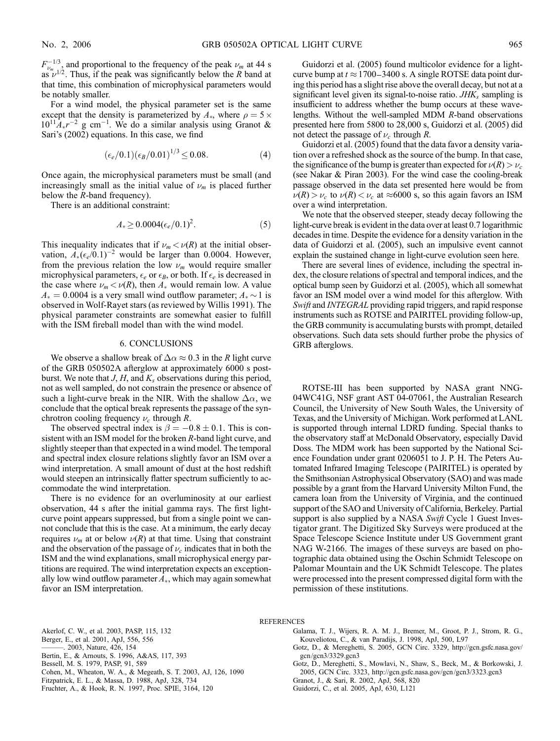$F_{\nu_m}^{-1/3}$, and proportional to the frequency of the peak $\nu_m$ at 44 s as $\nu^{1/2}$. Thus, if the peak was significantly below the $R$ band at that time, this combination of microphysical parameters would be notably smaller.

For a wind model, the physical parameter set is the same except that the density is parameterized by $A_*$, where $\rho = 5 \times 10^{11} A_* r^{-2}$ g cm$^{-1}$. We do a similar analysis using Granot & Sari's (2002) equations. In this case, we find

$$(\epsilon_e/0.1)(\epsilon_B/0.01)^{1/3} \leq 0.08. \tag{4}$$

Once again, the microphysical parameters must be small (and increasingly small as the initial value of $\nu_m$ is placed further below the $R$-band frequency).

There is an additional constraint:

$$A_* \geq 0.0004(\epsilon_e/0.1)^2. \tag{5}$$

This inequality indicates that if $\nu_m < \nu(R)$ at the initial observation, $A_*(\epsilon_e/0.1)^{-2}$ would be larger than 0.0004. However, from the previous relation the low $\nu_m$ would require smaller microphysical parameters, $\epsilon_e$ or $\epsilon_B$, or both. If $\epsilon_e$ is decreased in the case where $\nu_m < \nu(R)$, then $A_*$ would remain low. A value $A_* = 0.0004$ is a very small wind outflow parameter; $A_* \sim 1$ is observed in Wolf-Rayet stars (as reviewed by Willis 1991). The physical parameter constraints are somewhat easier to fulfill with the ISM fireball model than with the wind model.

## 6. CONCLUSIONS

We observe a shallow break of $\Delta\alpha \approx 0.3$ in the $R$ light curve of the GRB 050502A afterglow at approximately 6000 s post-burst. We note that $J$, $H$, and $K_s$ observations during this period, not as well sampled, do not constrain the presence or absence of such a light-curve break in the NIR. With the shallow $\Delta\alpha$, we conclude that the optical break represents the passage of the synchrotron cooling frequency $\nu_c$ through $R$.

The observed spectral index is $\beta = -0.8 \pm 0.1$. This is consistent with an ISM model for the broken $R$-band light curve, and slightly steeper than that expected in a wind model. The temporal and spectral index closure relations slightly favor an ISM over a wind interpretation. A small amount of dust at the host redshift would steepen an intrinsically flatter spectrum sufficiently to accommodate the wind interpretation.

There is no evidence for an overluminosity at our earliest observation, 44 s after the initial gamma rays. The first light-curve point appears suppressed, but from a single point we cannot conclude that this is the case. At a minimum, the early decay requires $\nu_m$ at or below $\nu(R)$ at that time. Using that constraint and the observation of the passage of $\nu_c$ indicates that in both the ISM and the wind explanations, small microphysical energy partitions are required. The wind interpretation expects an exceptionally low wind outflow parameter $A_*$, which may again somewhat favor an ISM interpretation.

Guidorzi et al. (2005) found multicolor evidence for a light-curve bump at $t \approx 1700$–$3400$ s. A single ROTSE data point during this period has a slight rise above the overall decay, but not at a significant level given its signal-to-noise ratio. $JHK_s$ sampling is insufficient to address whether the bump occurs at these wavelengths. Without the well-sampled MDM $R$-band observations presented here from 5800 to 28,000 s, Guidorzi et al. (2005) did not detect the passage of $\nu_c$ through $R$.

Guidorzi et al. (2005) found that the data favor a density variation over a refreshed shock as the source of the bump. In that case, the significance of the bump is greater than expected for $\nu(R) > \nu_c$ (see Nakar & Piran 2003). For the wind case the cooling-break passage observed in the data set presented here would be from $\nu(R) > \nu_c$ to $\nu(R) < \nu_c$ at $\approx$6000 s, so this again favors an ISM over a wind interpretation.

We note that the observed steeper, steady decay following the light-curve break is evident in the data over at least 0.7 logarithmic decades in time. Despite the evidence for a density variation in the data of Guidorzi et al. (2005), such an impulsive event cannot explain the sustained change in light-curve evolution seen here.

There are several lines of evidence, including the spectral index, the closure relations of spectral and temporal indices, and the optical bump seen by Guidorzi et al. (2005), which all somewhat favor an ISM model over a wind model for this afterglow. With *Swift* and *INTEGRAL* providing rapid triggers, and rapid response instruments such as ROTSE and PAIRITEL providing follow-up, the GRB community is accumulating bursts with prompt, detailed observations. Such data sets should further probe the physics of GRB afterglows.

ROTSE-III has been supported by NASA grant NNG-04WC41G, NSF grant AST 04-07061, the Australian Research Council, the University of New South Wales, the University of Texas, and the University of Michigan. Work performed at LANL is supported through internal LDRD funding. Special thanks to the observatory staff at McDonald Observatory, especially David Doss. The MDM work has been supported by the National Science Foundation under grant 0206051 to J. P. H. The Peters Automated Infrared Imaging Telescope (PAIRITEL) is operated by the Smithsonian Astrophysical Observatory (SAO) and was made possible by a grant from the Harvard University Milton Fund, the camera loan from the University of Virginia, and the continued support of the SAO and University of California, Berkeley. Partial support is also supplied by a NASA *Swift* Cycle 1 Guest Investigator grant. The Digitized Sky Surveys were produced at the Space Telescope Science Institute under US Government grant NAG W-2166. The images of these surveys are based on photographic data obtained using the Oschin Schmidt Telescope on Palomar Mountain and the UK Schmidt Telescope. The plates were processed into the present compressed digital form with the permission of these institutions.

## REFERENCES

Akerlof, C. W., et al. 2003, PASP, 115, 132
Berger, E., et al. 2001, ApJ, 556, 556
———. 2003, Nature, 426, 154
Bertin, E., & Arnouts, S. 1996, A&AS, 117, 393
Bessell, M. S. 1979, PASP, 91, 589
Cohen, M., Wheaton, W. A., & Megeath, S. T. 2003, AJ, 126, 1090
Fitzpatrick, E. L., & Massa, D. 1988, ApJ, 328, 734
Fruchter, A., & Hook, R. N. 1997, Proc. SPIE, 3164, 120
Galama, T. J., Wijers, R. A. M. J., Bremer, M., Groot, P. J., Strom, R. G., Kouveliotou, C., & van Paradijs, J. 1998, ApJ, 500, L97
Gotz, D., & Mereghetti, S. 2005, GCN Circ. 3329, http://gcn.gsfc.nasa.gov/gcn/gcn3/3329.gcn3
Gotz, D., Mereghetti, S., Mowlavi, N., Shaw, S., Beck, M., & Borkowski, J. 2005, GCN Circ. 3323, http://gcn.gsfc.nasa.gov/gcn/gcn3/3323.gcn3
Granot, J., & Sari, R. 2002, ApJ, 568, 820
Guidorzi, C., et al. 2005, ApJ, 630, L121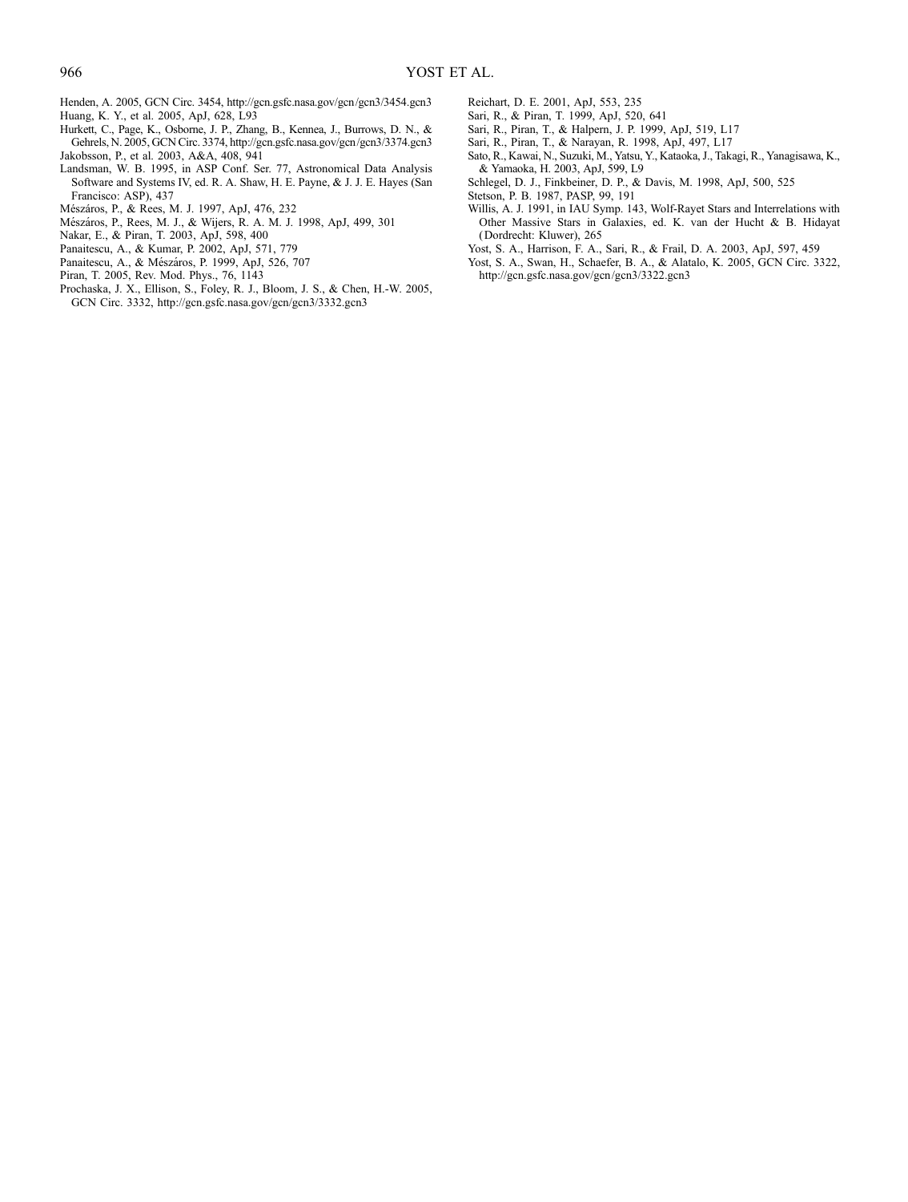Henden, A. 2005, GCN Circ. 3454, http://gcn.gsfc.nasa.gov/gcn/gcn3/3454.gcn3

Huang, K. Y., et al. 2005, ApJ, 628, L93

Hurkett, C., Page, K., Osborne, J. P., Zhang, B., Kennea, J., Burrows, D. N., & Gehrels, N. 2005, GCN Circ. 3374, http://gcn.gsfc.nasa.gov/gcn/gcn3/3374.gcn3

Jakobsson, P., et al. 2003, A&A, 408, 941

Landsman, W. B. 1995, in ASP Conf. Ser. 77, Astronomical Data Analysis Software and Systems IV, ed. R. A. Shaw, H. E. Payne, & J. J. E. Hayes (San Francisco: ASP), 437

Mészáros, P., & Rees, M. J. 1997, ApJ, 476, 232

Mészáros, P., Rees, M. J., & Wijers, R. A. M. J. 1998, ApJ, 499, 301

Nakar, E., & Piran, T. 2003, ApJ, 598, 400

Panaitescu, A., & Kumar, P. 2002, ApJ, 571, 779

Panaitescu, A., & Mészáros, P. 1999, ApJ, 526, 707

Piran, T. 2005, Rev. Mod. Phys., 76, 1143

Prochaska, J. X., Ellison, S., Foley, R. J., Bloom, J. S., & Chen, H.-W. 2005, GCN Circ. 3332, http://gcn.gsfc.nasa.gov/gcn/gcn3/3332.gcn3

Reichart, D. E. 2001, ApJ, 553, 235

Sari, R., & Piran, T. 1999, ApJ, 520, 641

Sari, R., Piran, T., & Halpern, J. P. 1999, ApJ, 519, L17

Sari, R., Piran, T., & Narayan, R. 1998, ApJ, 497, L17

Sato, R., Kawai, N., Suzuki, M., Yatsu, Y., Kataoka, J., Takagi, R., Yanagisawa, K., & Yamaoka, H. 2003, ApJ, 599, L9

Schlegel, D. J., Finkbeiner, D. P., & Davis, M. 1998, ApJ, 500, 525

Stetson, P. B. 1987, PASP, 99, 191

Willis, A. J. 1991, in IAU Symp. 143, Wolf-Rayet Stars and Interrelations with Other Massive Stars in Galaxies, ed. K. van der Hucht & B. Hidayat (Dordrecht: Kluwer), 265

Yost, S. A., Harrison, F. A., Sari, R., & Frail, D. A. 2003, ApJ, 597, 459

Yost, S. A., Swan, H., Schaefer, B. A., & Alatalo, K. 2005, GCN Circ. 3322, http://gcn.gsfc.nasa.gov/gcn/gcn3/3322.gcn3